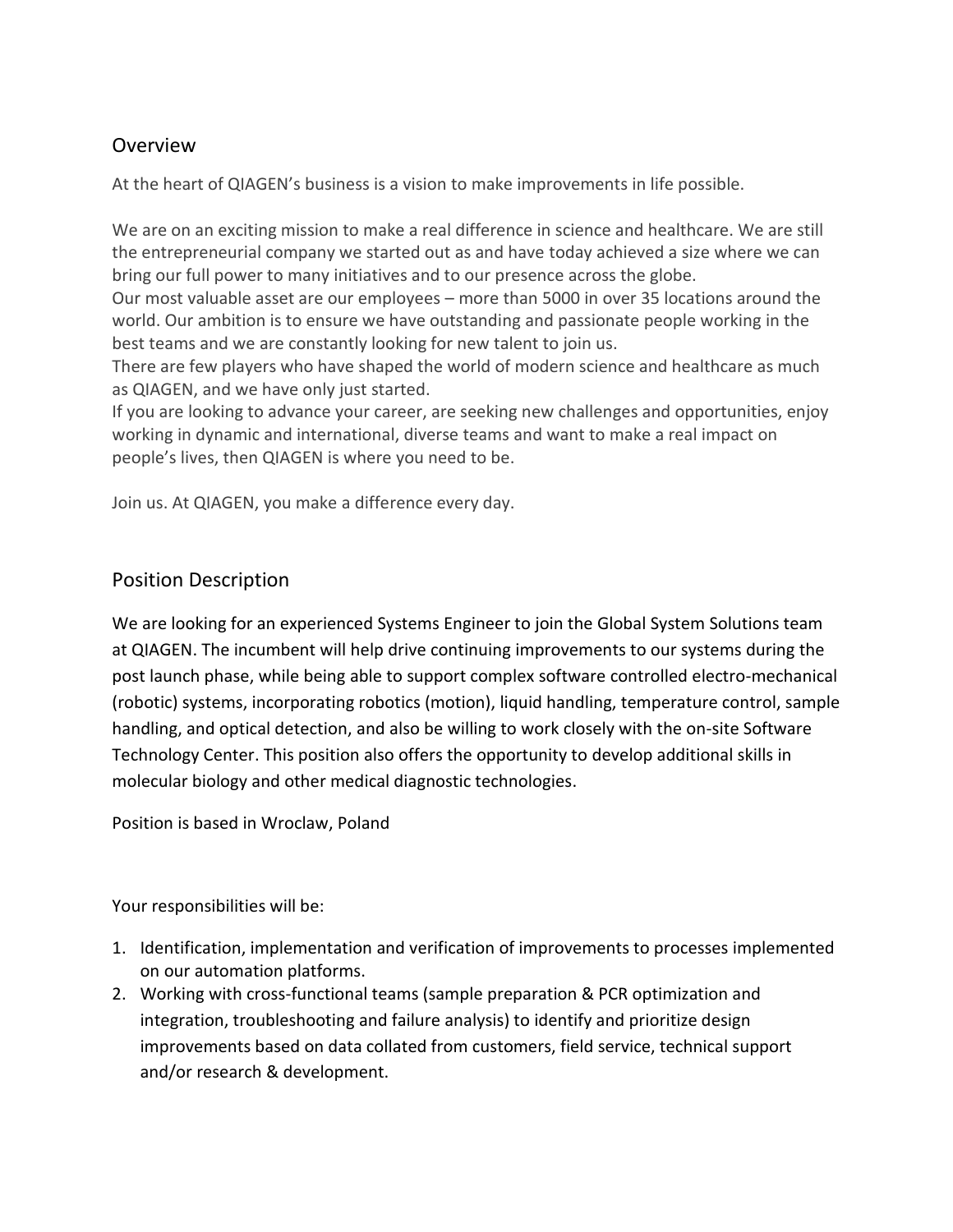## Overview

At the heart of QIAGEN's business is a vision to make improvements in life possible.

We are on an exciting mission to make a real difference in science and healthcare. We are still the entrepreneurial company we started out as and have today achieved a size where we can bring our full power to many initiatives and to our presence across the globe.
Our most valuable asset are our employees – more than 5000 in over 35 locations around the world. Our ambition is to ensure we have outstanding and passionate people working in the best teams and we are constantly looking for new talent to join us.
There are few players who have shaped the world of modern science and healthcare as much as QIAGEN, and we have only just started.
If you are looking to advance your career, are seeking new challenges and opportunities, enjoy working in dynamic and international, diverse teams and want to make a real impact on people's lives, then QIAGEN is where you need to be.

Join us. At QIAGEN, you make a difference every day.

## Position Description

We are looking for an experienced Systems Engineer to join the Global System Solutions team at QIAGEN. The incumbent will help drive continuing improvements to our systems during the post launch phase, while being able to support complex software controlled electro-mechanical (robotic) systems, incorporating robotics (motion), liquid handling, temperature control, sample handling, and optical detection, and also be willing to work closely with the on-site Software Technology Center. This position also offers the opportunity to develop additional skills in molecular biology and other medical diagnostic technologies.

Position is based in Wroclaw, Poland

Your responsibilities will be:

1. Identification, implementation and verification of improvements to processes implemented on our automation platforms.
2. Working with cross-functional teams (sample preparation & PCR optimization and integration, troubleshooting and failure analysis) to identify and prioritize design improvements based on data collated from customers, field service, technical support and/or research & development.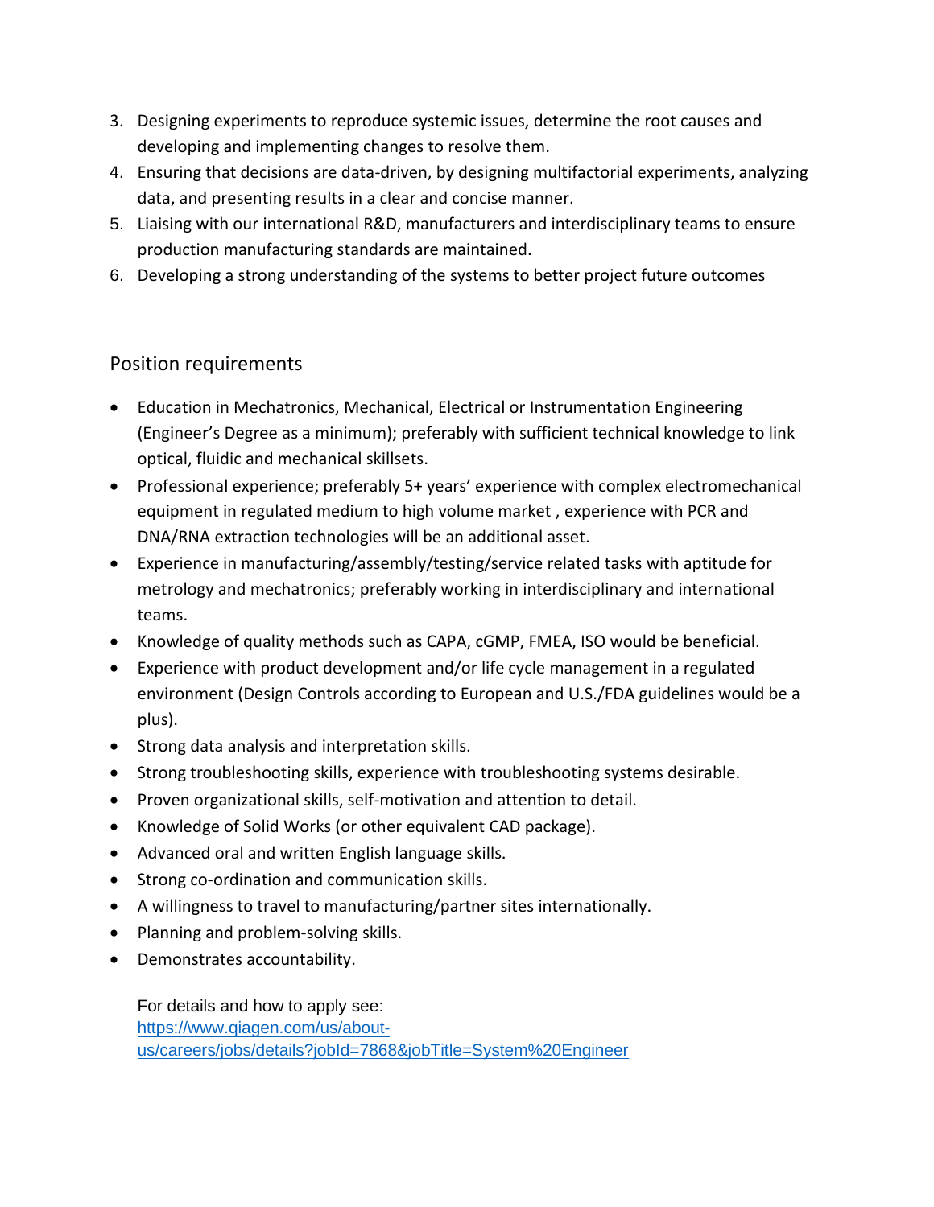3. Designing experiments to reproduce systemic issues, determine the root causes and developing and implementing changes to resolve them.
4. Ensuring that decisions are data-driven, by designing multifactorial experiments, analyzing data, and presenting results in a clear and concise manner.
5. Liaising with our international R&D, manufacturers and interdisciplinary teams to ensure production manufacturing standards are maintained.
6. Developing a strong understanding of the systems to better project future outcomes

## Position requirements

- Education in Mechatronics, Mechanical, Electrical or Instrumentation Engineering (Engineer's Degree as a minimum); preferably with sufficient technical knowledge to link optical, fluidic and mechanical skillsets.
- Professional experience; preferably 5+ years' experience with complex electromechanical equipment in regulated medium to high volume market , experience with PCR and DNA/RNA extraction technologies will be an additional asset.
- Experience in manufacturing/assembly/testing/service related tasks with aptitude for metrology and mechatronics; preferably working in interdisciplinary and international teams.
- Knowledge of quality methods such as CAPA, cGMP, FMEA, ISO would be beneficial.
- Experience with product development and/or life cycle management in a regulated environment (Design Controls according to European and U.S./FDA guidelines would be a plus).
- Strong data analysis and interpretation skills.
- Strong troubleshooting skills, experience with troubleshooting systems desirable.
- Proven organizational skills, self-motivation and attention to detail.
- Knowledge of Solid Works (or other equivalent CAD package).
- Advanced oral and written English language skills.
- Strong co-ordination and communication skills.
- A willingness to travel to manufacturing/partner sites internationally.
- Planning and problem-solving skills.
- Demonstrates accountability.

For details and how to apply see:
[https://www.qiagen.com/us/about-us/careers/jobs/details?jobId=7868&jobTitle=System%20Engineer](https://www.qiagen.com/us/about-us/careers/jobs/details?jobId=7868&jobTitle=System%20Engineer)